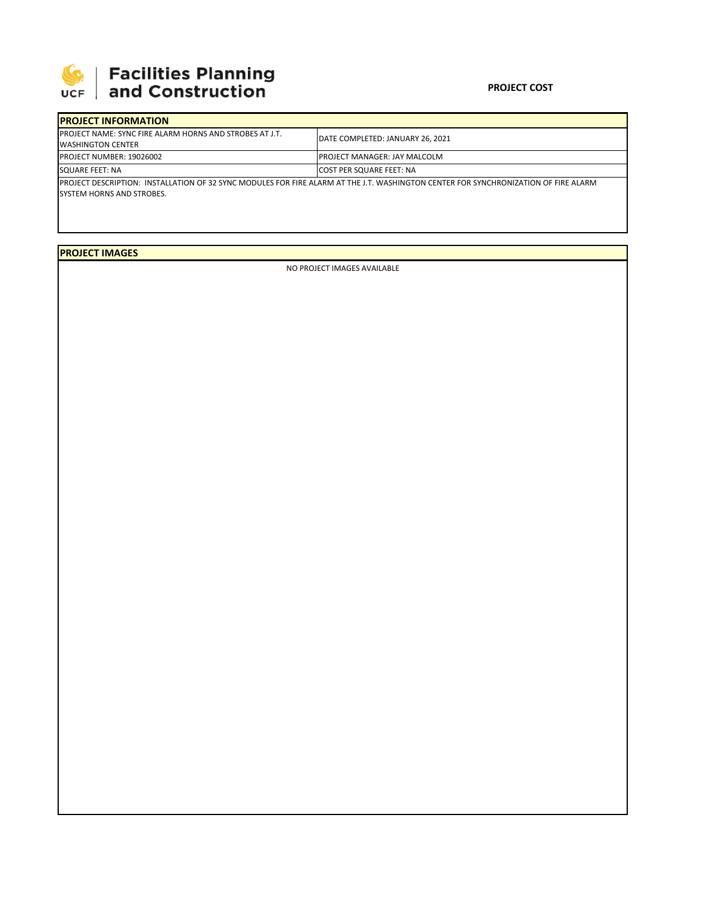**UCF | Facilities Planning and Construction**

**PROJECT COST**

## PROJECT INFORMATION

| | |
|---|---|
| PROJECT NAME: SYNC FIRE ALARM HORNS AND STROBES AT J.T. WASHINGTON CENTER | DATE COMPLETED: JANUARY 26, 2021 |
| PROJECT NUMBER: 19026002 | PROJECT MANAGER: JAY MALCOLM |
| SQUARE FEET: NA | COST PER SQUARE FEET: NA |

PROJECT DESCRIPTION: INSTALLATION OF 32 SYNC MODULES FOR FIRE ALARM AT THE J.T. WASHINGTON CENTER FOR SYNCHRONIZATION OF FIRE ALARM SYSTEM HORNS AND STROBES.

## PROJECT IMAGES

NO PROJECT IMAGES AVAILABLE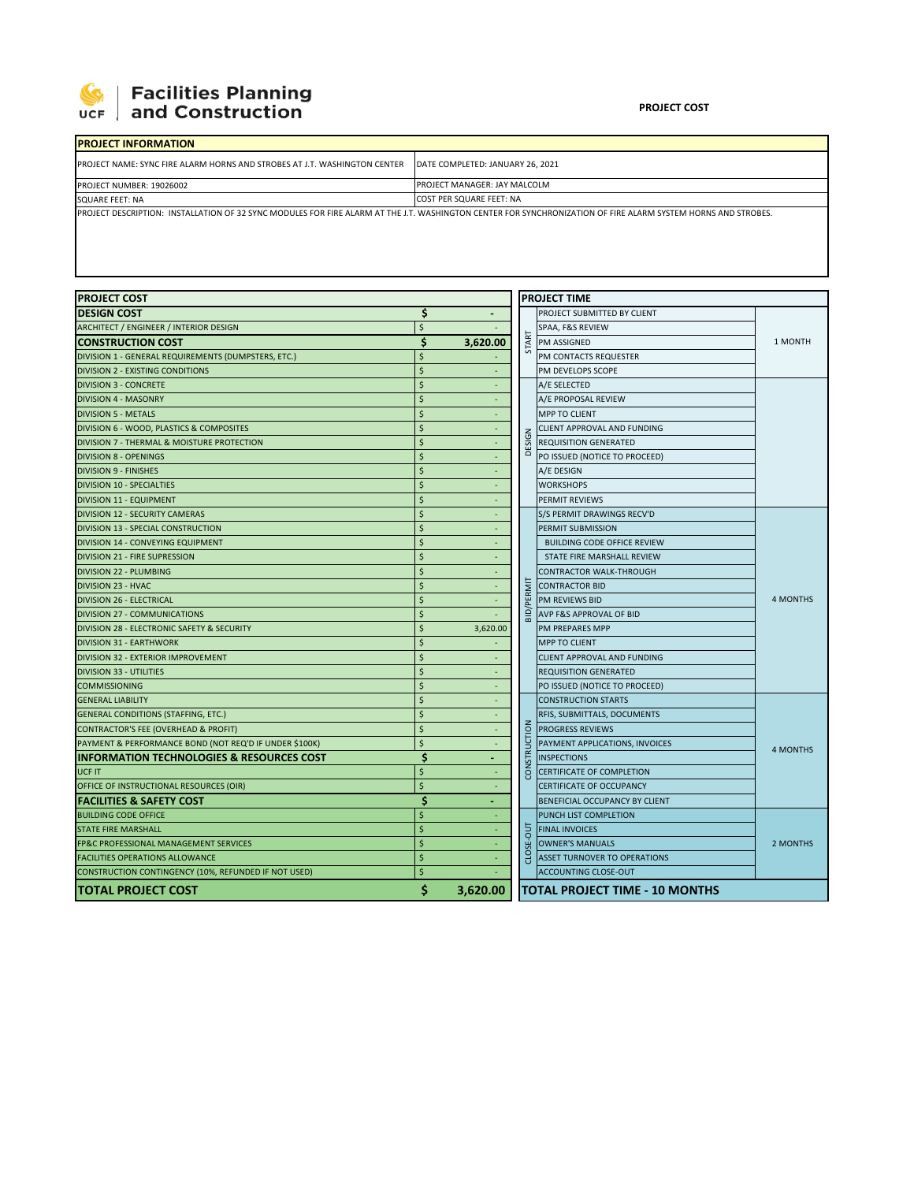**Facilities Planning and Construction**

**PROJECT COST**

| **PROJECT INFORMATION** | |
|---|---|
| PROJECT NAME: SYNC FIRE ALARM HORNS AND STROBES AT J.T. WASHINGTON CENTER | DATE COMPLETED: JANUARY 26, 2021 |
| PROJECT NUMBER: 19026002 | PROJECT MANAGER: JAY MALCOLM |
| SQUARE FEET: NA | COST PER SQUARE FEET: NA |

PROJECT DESCRIPTION: INSTALLATION OF 32 SYNC MODULES FOR FIRE ALARM AT THE J.T. WASHINGTON CENTER FOR SYNCHRONIZATION OF FIRE ALARM SYSTEM HORNS AND STROBES.

| **PROJECT COST** | | |
|---|---|---|
| **DESIGN COST** | $ | - |
| ARCHITECT / ENGINEER / INTERIOR DESIGN | $ | - |
| **CONSTRUCTION COST** | $ | 3,620.00 |
| DIVISION 1 - GENERAL REQUIREMENTS (DUMPSTERS, ETC.) | $ | - |
| DIVISION 2 - EXISTING CONDITIONS | $ | - |
| DIVISION 3 - CONCRETE | $ | - |
| DIVISION 4 - MASONRY | $ | - |
| DIVISION 5 - METALS | $ | - |
| DIVISION 6 - WOOD, PLASTICS & COMPOSITES | $ | - |
| DIVISION 7 - THERMAL & MOISTURE PROTECTION | $ | - |
| DIVISION 8 - OPENINGS | $ | - |
| DIVISION 9 - FINISHES | $ | - |
| DIVISION 10 - SPECIALTIES | $ | - |
| DIVISION 11 - EQUIPMENT | $ | - |
| DIVISION 12 - SECURITY CAMERAS | $ | - |
| DIVISION 13 - SPECIAL CONSTRUCTION | $ | - |
| DIVISION 14 - CONVEYING EQUIPMENT | $ | - |
| DIVISION 21 - FIRE SUPRESSION | $ | - |
| DIVISION 22 - PLUMBING | $ | - |
| DIVISION 23 - HVAC | $ | - |
| DIVISION 26 - ELECTRICAL | $ | - |
| DIVISION 27 - COMMUNICATIONS | $ | - |
| DIVISION 28 - ELECTRONIC SAFETY & SECURITY | $ | 3,620.00 |
| DIVISION 31 - EARTHWORK | $ | - |
| DIVISION 32 - EXTERIOR IMPROVEMENT | $ | - |
| DIVISION 33 - UTILITIES | $ | - |
| COMMISSIONING | $ | - |
| GENERAL LIABILITY | $ | - |
| GENERAL CONDITIONS (STAFFING, ETC.) | $ | - |
| CONTRACTOR'S FEE (OVERHEAD & PROFIT) | $ | - |
| PAYMENT & PERFORMANCE BOND (NOT REQ'D IF UNDER $100K) | $ | - |
| **INFORMATION TECHNOLOGIES & RESOURCES COST** | $ | - |
| UCF IT | $ | - |
| OFFICE OF INSTRUCTIONAL RESOURCES (OIR) | $ | - |
| **FACILITIES & SAFETY COST** | $ | - |
| BUILDING CODE OFFICE | $ | - |
| STATE FIRE MARSHALL | $ | - |
| FP&C PROFESSIONAL MANAGEMENT SERVICES | $ | - |
| FACILITIES OPERATIONS ALLOWANCE | $ | - |
| CONSTRUCTION CONTINGENCY (10%, REFUNDED IF NOT USED) | $ | - |
| **TOTAL PROJECT COST** | **$** | **3,620.00** |

| **PROJECT TIME** | | |
|---|---|---|
| START | PROJECT SUBMITTED BY CLIENT | 1 MONTH |
| | SPAA, F&S REVIEW | |
| | PM ASSIGNED | |
| | PM CONTACTS REQUESTER | |
| | PM DEVELOPS SCOPE | |
| DESIGN | A/E SELECTED | |
| | A/E PROPOSAL REVIEW | |
| | MPP TO CLIENT | |
| | CLIENT APPROVAL AND FUNDING | |
| | REQUISITION GENERATED | |
| | PO ISSUED (NOTICE TO PROCEED) | |
| | A/E DESIGN | |
| | WORKSHOPS | |
| | PERMIT REVIEWS | |
| BID/PERMIT | S/S PERMIT DRAWINGS RECV'D | 4 MONTHS |
| | PERMIT SUBMISSION | |
| | BUILDING CODE OFFICE REVIEW | |
| | STATE FIRE MARSHALL REVIEW | |
| | CONTRACTOR WALK-THROUGH | |
| | CONTRACTOR BID | |
| | PM REVIEWS BID | |
| | AVP F&S APPROVAL OF BID | |
| | PM PREPARES MPP | |
| | MPP TO CLIENT | |
| | CLIENT APPROVAL AND FUNDING | |
| | REQUISITION GENERATED | |
| | PO ISSUED (NOTICE TO PROCEED) | |
| CONSTRUCTION | CONSTRUCTION STARTS | 4 MONTHS |
| | RFIS, SUBMITTALS, DOCUMENTS | |
| | PROGRESS REVIEWS | |
| | PAYMENT APPLICATIONS, INVOICES | |
| | INSPECTIONS | |
| | CERTIFICATE OF COMPLETION | |
| | CERTIFICATE OF OCCUPANCY | |
| | BENEFICIAL OCCUPANCY BY CLIENT | |
| CLOSE-OUT | PUNCH LIST COMPLETION | 2 MONTHS |
| | FINAL INVOICES | |
| | OWNER'S MANUALS | |
| | ASSET TURNOVER TO OPERATIONS | |
| | ACCOUNTING CLOSE-OUT | |
| **TOTAL PROJECT TIME - 10 MONTHS** | | |